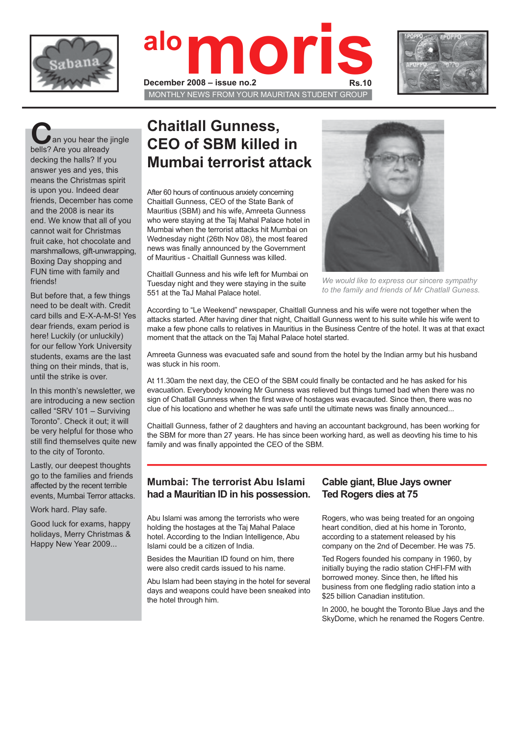# alo moris

December 2008 – issue no.2 Rs.10

MONTHLY NEWS FROM YOUR MAURITAN STUDENT GROUP

Can you hear the jingle bells? Are you already decking the halls? If you answer yes and yes, this means the Christmas spirit is upon you. Indeed dear friends, December has come and the 2008 is near its end. We know that all of you cannot wait for Christmas fruit cake, hot chocolate and marshmallows, gift-unwrapping, Boxing Day shopping and FUN time with family and friends!

But before that, a few things need to be dealt with. Credit card bills and E-X-A-M-S! Yes dear friends, exam period is here! Luckily (or unluckily) for our fellow York University students, exams are the last thing on their minds, that is, until the strike is over.

In this month's newsletter, we are introducing a new section called "SRV 101 – Surviving Toronto". Check it out; it will be very helpful for those who still find themselves quite new to the city of Toronto.

Lastly, our deepest thoughts go to the families and friends affected by the recent terrible events, Mumbai Terror attacks.

Work hard. Play safe.

Good luck for exams, happy holidays, Merry Christmas & Happy New Year 2009...

## Chaitlall Gunness, CEO of SBM killed in Mumbai terrorist attack

After 60 hours of continuous anxiety concerning Chaitlall Gunness, CEO of the State Bank of Mauritius (SBM) and his wife, Amreeta Gunness who were staying at the Taj Mahal Palace hotel in Mumbai when the terrorist attacks hit Mumbai on Wednesday night (26th Nov 08), the most feared news was finally announced by the Government of Mauritius - Chaitlall Gunness was killed.

Chaitlall Gunness and his wife left for Mumbai on Tuesday night and they were staying in the suite 551 at the TaJ Mahal Palace hotel.

*We would like to express our sincere sympathy to the family and friends of Mr Chatlall Guness.*

According to "Le Weekend" newspaper, Chaitlall Gunness and his wife were not together when the attacks started. After having diner that night, Chaitlall Gunness went to his suite while his wife went to make a few phone calls to relatives in Mauritius in the Business Centre of the hotel. It was at that exact moment that the attack on the Taj Mahal Palace hotel started.

Amreeta Gunness was evacuated safe and sound from the hotel by the Indian army but his husband was stuck in his room.

At 11.30am the next day, the CEO of the SBM could finally be contacted and he has asked for his evacuation. Everybody knowing Mr Gunness was relieved but things turned bad when there was no sign of Chatlall Gunness when the first wave of hostages was evacuated. Since then, there was no clue of his locationo and whether he was safe until the ultimate news was finally announced...

Chaitlall Gunness, father of 2 daughters and having an accountant background, has been working for the SBM for more than 27 years. He has since been working hard, as well as deovting his time to his family and was finally appointed the CEO of the SBM.

## Mumbai: The terrorist Abu Islami had a Mauritian ID in his possession.

Abu Islami was among the terrorists who were holding the hostages at the Taj Mahal Palace hotel. According to the Indian Intelligence, Abu Islami could be a citizen of India.

Besides the Mauritian ID found on him, there were also credit cards issued to his name.

Abu Islam had been staying in the hotel for several days and weapons could have been sneaked into the hotel through him.

## Cable giant, Blue Jays owner Ted Rogers dies at 75

Rogers, who was being treated for an ongoing heart condition, died at his home in Toronto, according to a statement released by his company on the 2nd of December. He was 75.

Ted Rogers founded his company in 1960, by initially buying the radio station CHFI-FM with borrowed money. Since then, he lifted his business from one fledgling radio station into a $25 billion Canadian institution.

In 2000, he bought the Toronto Blue Jays and the SkyDome, which he renamed the Rogers Centre.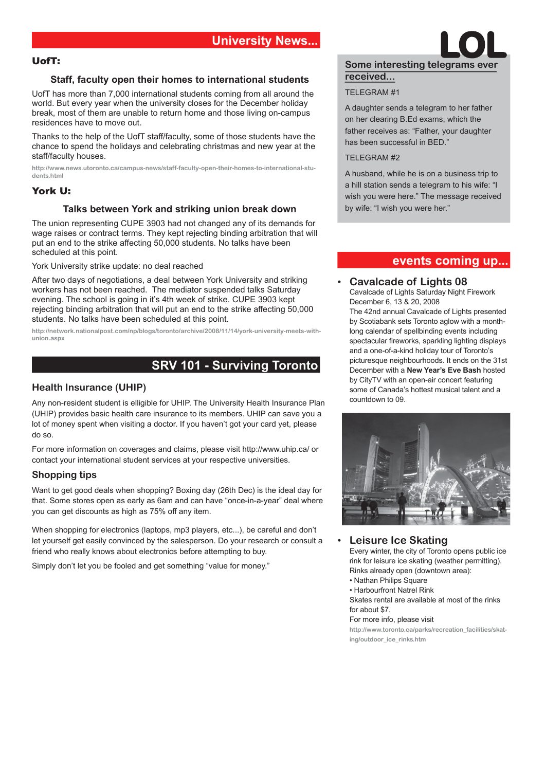# University News...

## UofT:

### Staff, faculty open their homes to international students

UofT has more than 7,000 international students coming from all around the world. But every year when the university closes for the December holiday break, most of them are unable to return home and those living on-campus residences have to move out.

Thanks to the help of the UofT staff/faculty, some of those students have the chance to spend the holidays and celebrating christmas and new year at the staff/faculty houses.

http://www.news.utoronto.ca/campus-news/staff-faculty-open-their-homes-to-international-students.html

## York U:

### Talks between York and striking union break down

The union representing CUPE 3903 had not changed any of its demands for wage raises or contract terms. They kept rejecting binding arbitration that will put an end to the strike affecting 50,000 students. No talks have been scheduled at this point.

York University strike update: no deal reached

After two days of negotiations, a deal between York University and striking workers has not been reached. The mediator suspended talks Saturday evening. The school is going in it's 4th week of strike. CUPE 3903 kept rejecting binding arbitration that will put an end to the strike affecting 50,000 students. No talks have been scheduled at this point.

http://network.nationalpost.com/np/blogs/toronto/archive/2008/11/14/york-university-meets-with-union.aspx

# SRV 101 - Surviving Toronto

## Health Insurance (UHIP)

Any non-resident student is elligible for UHIP. The University Health Insurance Plan (UHIP) provides basic health care insurance to its members. UHIP can save you a lot of money spent when visiting a doctor. If you haven't got your card yet, please do so.

For more information on coverages and claims, please visit http://www.uhip.ca/ or contact your international student services at your respective universities.

## Shopping tips

Want to get good deals when shopping? Boxing day (26th Dec) is the ideal day for that. Some stores open as early as 6am and can have "once-in-a-year" deal where you can get discounts as high as 75% off any item.

When shopping for electronics (laptops, mp3 players, etc...), be careful and don't let yourself get easily convinced by the salesperson. Do your research or consult a friend who really knows about electronics before attempting to buy.

Simply don't let you be fooled and get something "value for money."

# LOL

## Some interesting telegrams ever received...

TELEGRAM #1

A daughter sends a telegram to her father on her clearing B.Ed exams, which the father receives as: "Father, your daughter has been successful in BED."

TELEGRAM #2

A husband, while he is on a business trip to a hill station sends a telegram to his wife: "I wish you were here." The message received by wife: "I wish you were her."

# events coming up...

- **Cavalcade of Lights 08**
  Cavalcade of Lights Saturday Night Firework
  December 6, 13 & 20, 2008
  The 42nd annual Cavalcade of Lights presented by Scotiabank sets Toronto aglow with a month-long calendar of spellbinding events including spectacular fireworks, sparkling lighting displays and a one-of-a-kind holiday tour of Toronto's picturesque neighbourhoods. It ends on the 31st December with a **New Year's Eve Bash** hosted by CityTV with an open-air concert featuring some of Canada's hottest musical talent and a countdown to 09.

- **Leisure Ice Skating**
  Every winter, the city of Toronto opens public ice rink for leisure ice skating (weather permitting).
  Rinks already open (downtown area):
  • Nathan Philips Square
  • Harbourfront Natrel Rink
  Skates rental are available at most of the rinks for about $7.
  For more info, please visit
  http://www.toronto.ca/parks/recreation_facilities/skating/outdoor_ice_rinks.htm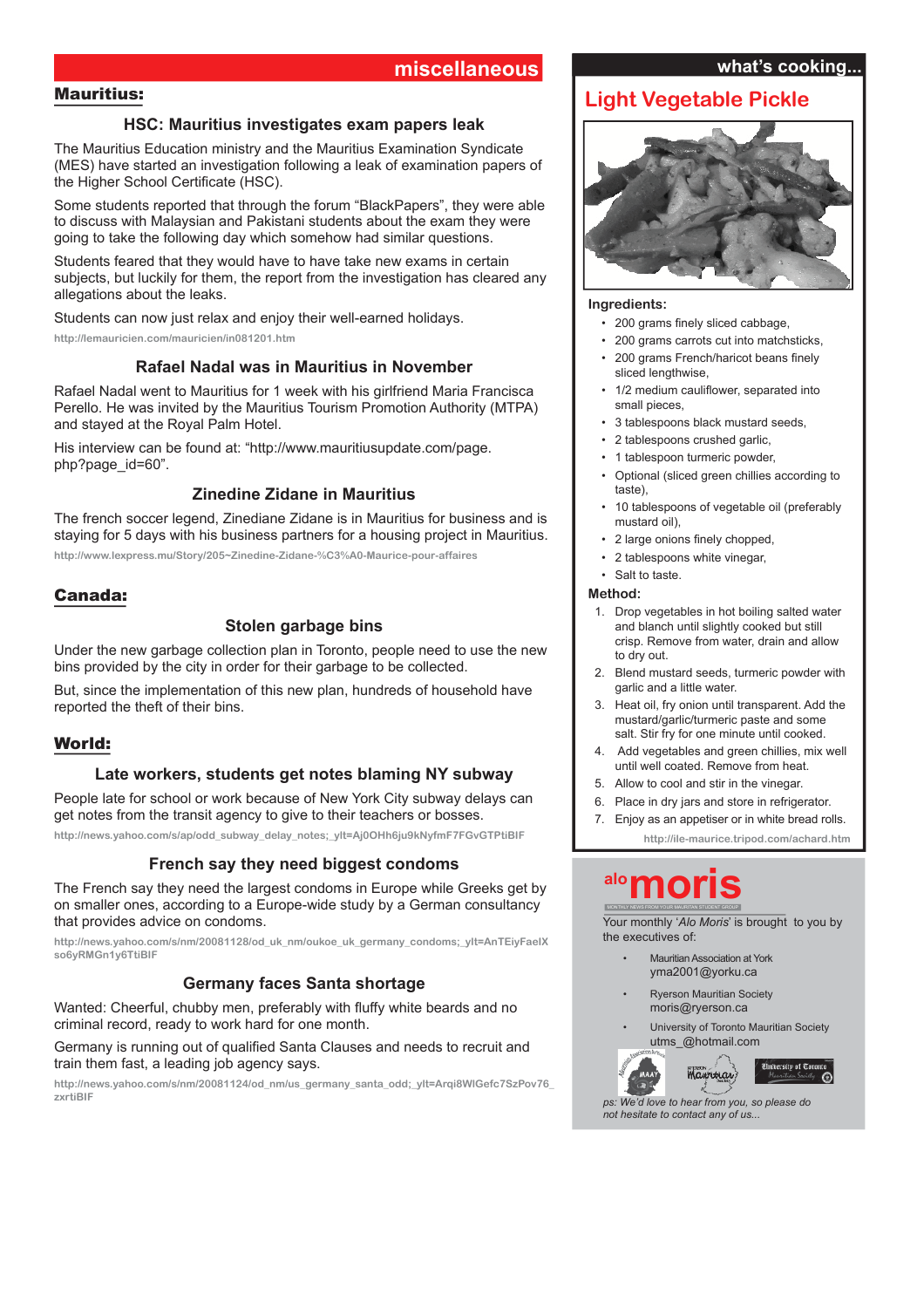## miscellaneous

### Mauritius:

#### HSC: Mauritius investigates exam papers leak

The Mauritius Education ministry and the Mauritius Examination Syndicate (MES) have started an investigation following a leak of examination papers of the Higher School Certificate (HSC).

Some students reported that through the forum "BlackPapers", they were able to discuss with Malaysian and Pakistani students about the exam they were going to take the following day which somehow had similar questions.

Students feared that they would have to have take new exams in certain subjects, but luckily for them, the report from the investigation has cleared any allegations about the leaks.

Students can now just relax and enjoy their well-earned holidays.

http://lemauricien.com/mauricien/in081201.htm

#### Rafael Nadal was in Mauritius in November

Rafael Nadal went to Mauritius for 1 week with his girlfriend Maria Francisca Perello. He was invited by the Mauritius Tourism Promotion Authority (MTPA) and stayed at the Royal Palm Hotel.

His interview can be found at: "http://www.mauritiusupdate.com/page.php?page_id=60".

#### Zinedine Zidane in Mauritius

The french soccer legend, Zinediane Zidane is in Mauritius for business and is staying for 5 days with his business partners for a housing project in Mauritius.

http://www.lexpress.mu/Story/205~Zinedine-Zidane-%C3%A0-Maurice-pour-affaires

### Canada:

#### Stolen garbage bins

Under the new garbage collection plan in Toronto, people need to use the new bins provided by the city in order for their garbage to be collected.

But, since the implementation of this new plan, hundreds of household have reported the theft of their bins.

### World:

#### Late workers, students get notes blaming NY subway

People late for school or work because of New York City subway delays can get notes from the transit agency to give to their teachers or bosses.

http://news.yahoo.com/s/ap/odd_subway_delay_notes;_ylt=Aj0OHh6ju9kNyfmF7FGvGTPtiBIF

#### French say they need biggest condoms

The French say they need the largest condoms in Europe while Greeks get by on smaller ones, according to a Europe-wide study by a German consultancy that provides advice on condoms.

http://news.yahoo.com/s/nm/20081128/od_uk_nm/oukoe_uk_germany_condoms;_ylt=AnTEiyFaelXso6yRMGn1y6TtiBIF

#### Germany faces Santa shortage

Wanted: Cheerful, chubby men, preferably with fluffy white beards and no criminal record, ready to work hard for one month.

Germany is running out of qualified Santa Clauses and needs to recruit and train them fast, a leading job agency says.

http://news.yahoo.com/s/nm/20081124/od_nm/us_germany_santa_odd;_ylt=Arqi8WIGefc7SzPov76_zxrtiBIF

## what's cooking...

### Light Vegetable Pickle

**Ingredients:**

- 200 grams finely sliced cabbage,
- 200 grams carrots cut into matchsticks,
- 200 grams French/haricot beans finely sliced lengthwise,
- 1/2 medium cauliflower, separated into small pieces,
- 3 tablespoons black mustard seeds,
- 2 tablespoons crushed garlic,
- 1 tablespoon turmeric powder,
- Optional (sliced green chillies according to taste),
- 10 tablespoons of vegetable oil (preferably mustard oil),
- 2 large onions finely chopped,
- 2 tablespoons white vinegar,
- Salt to taste.

**Method:**

1. Drop vegetables in hot boiling salted water and blanch until slightly cooked but still crisp. Remove from water, drain and allow to dry out.
2. Blend mustard seeds, turmeric powder with garlic and a little water.
3. Heat oil, fry onion until transparent. Add the mustard/garlic/turmeric paste and some salt. Stir fry for one minute until cooked.
4. Add vegetables and green chillies, mix well until well coated. Remove from heat.
5. Allow to cool and stir in the vinegar.
6. Place in dry jars and store in refrigerator.
7. Enjoy as an appetiser or in white bread rolls.

http://ile-maurice.tripod.com/achard.htm

---

**alo moris**

MONTHLY NEWS FROM YOUR MAURITIAN STUDENT GROUP

Your monthly '*Alo Moris*' is brought to you by the executives of:

- Mauritian Association at York
  yma2001@yorku.ca
- Ryerson Mauritian Society
  moris@ryerson.ca
- University of Toronto Mauritian Society
  utms_@hotmail.com

*ps: We'd love to hear from you, so please do not hesitate to contact any of us...*